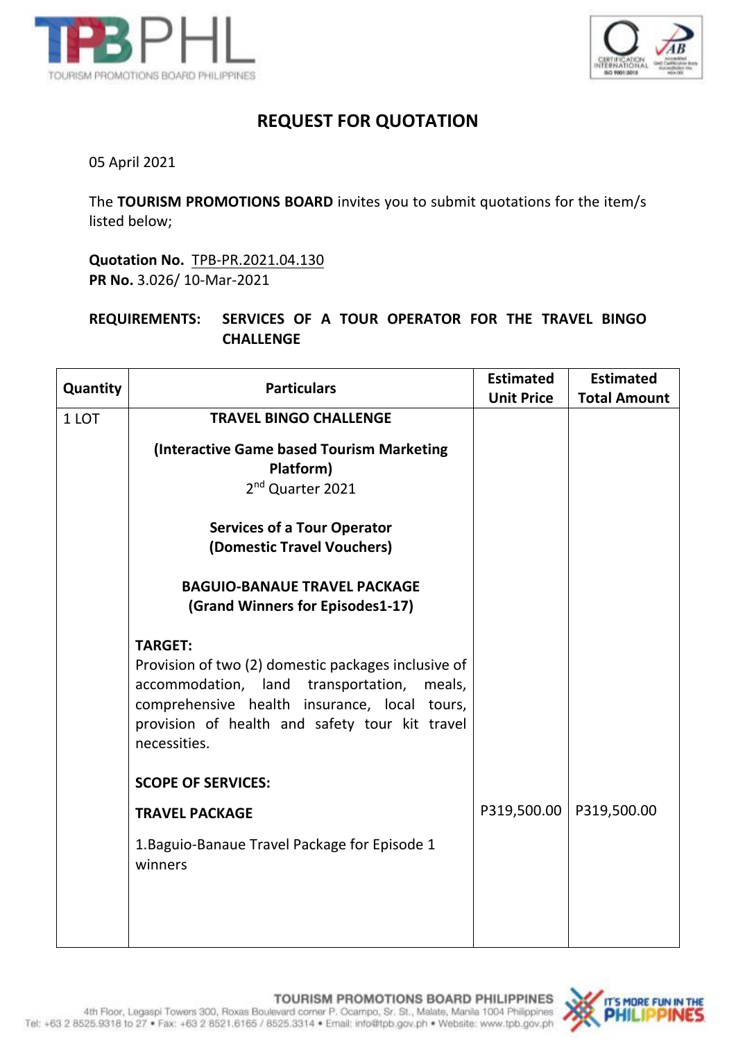# REQUEST FOR QUOTATION

05 April 2021

The **TOURISM PROMOTIONS BOARD** invites you to submit quotations for the item/s listed below;

**Quotation No.** TPB-PR.2021.04.130
**PR No.** 3.026/ 10-Mar-2021

**REQUIREMENTS:** **SERVICES OF A TOUR OPERATOR FOR THE TRAVEL BINGO CHALLENGE**

| Quantity | Particulars | Estimated Unit Price | Estimated Total Amount |
|---|---|---|---|
| 1 LOT | **TRAVEL BINGO CHALLENGE**<br><br>**(Interactive Game based Tourism Marketing Platform)**<br>2nd Quarter 2021<br><br>**Services of a Tour Operator (Domestic Travel Vouchers)**<br><br>**BAGUIO-BANAUE TRAVEL PACKAGE (Grand Winners for Episodes1-17)**<br><br>**TARGET:**<br>Provision of two (2) domestic packages inclusive of accommodation, land transportation, meals, comprehensive health insurance, local tours, provision of health and safety tour kit travel necessities.<br><br>**SCOPE OF SERVICES:**<br><br>**TRAVEL PACKAGE**<br><br>1.Baguio-Banaue Travel Package for Episode 1 winners | P319,500.00 | P319,500.00 |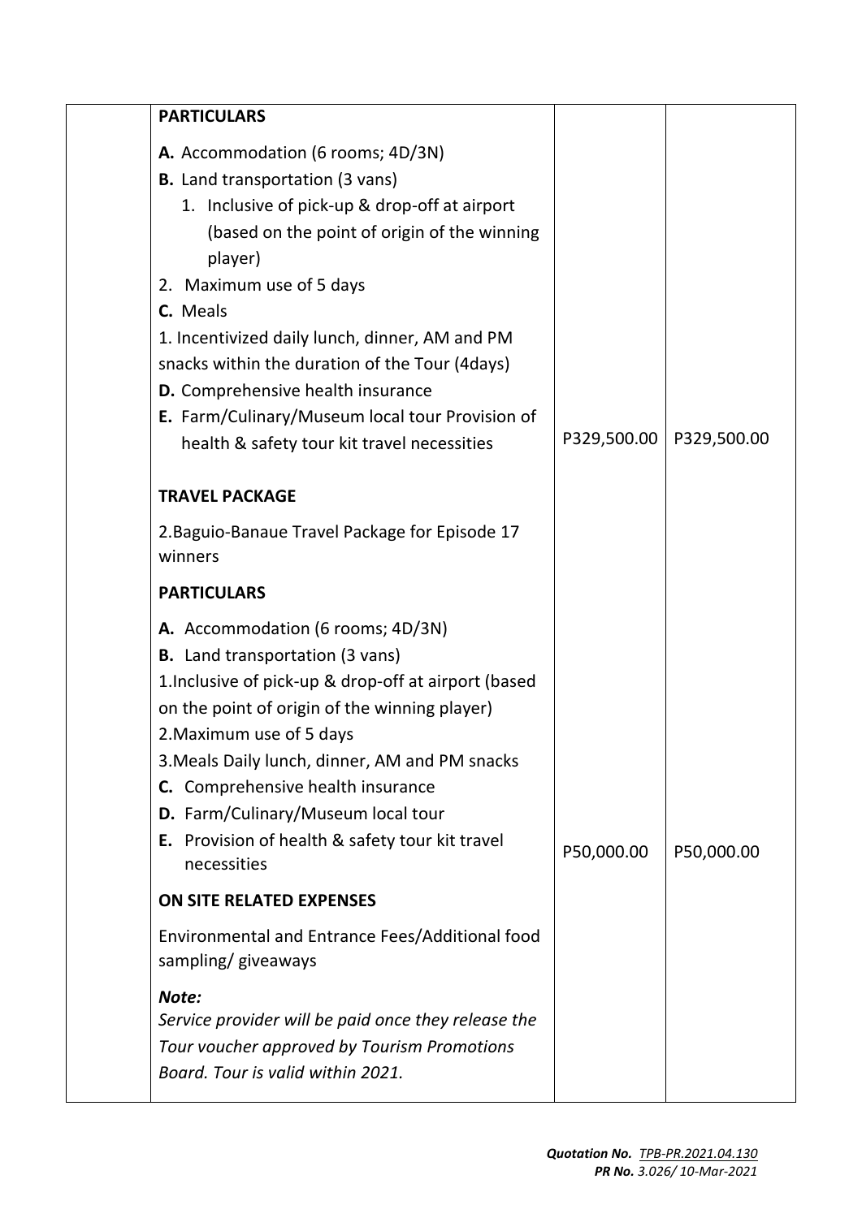| | Particulars | | |
|---|---|---|---|
| | **PARTICULARS**<br><br>**A.** Accommodation (6 rooms; 4D/3N)<br>**B.** Land transportation (3 vans)<br>1. Inclusive of pick-up & drop-off at airport (based on the point of origin of the winning player)<br>2. Maximum use of 5 days<br>**C.** Meals<br>1. Incentivized daily lunch, dinner, AM and PM snacks within the duration of the Tour (4days)<br>**D.** Comprehensive health insurance<br>**E.** Farm/Culinary/Museum local tour Provision of health & safety tour kit travel necessities | P329,500.00 | P329,500.00 |
| | **TRAVEL PACKAGE**<br><br>2.Baguio-Banaue Travel Package for Episode 17 winners<br><br>**PARTICULARS**<br><br>**A.** Accommodation (6 rooms; 4D/3N)<br>**B.** Land transportation (3 vans)<br>1.Inclusive of pick-up & drop-off at airport (based on the point of origin of the winning player)<br>2.Maximum use of 5 days<br>3.Meals Daily lunch, dinner, AM and PM snacks<br>**C.** Comprehensive health insurance<br>**D.** Farm/Culinary/Museum local tour<br>**E.** Provision of health & safety tour kit travel necessities | P50,000.00 | P50,000.00 |
| | **ON SITE RELATED EXPENSES**<br><br>Environmental and Entrance Fees/Additional food sampling/ giveaways<br><br>***Note:***<br>*Service provider will be paid once they release the Tour voucher approved by Tourism Promotions Board. Tour is valid within 2021.* | | |

***Quotation No.*** *TPB-PR.2021.04.130*
***PR No.*** *3.026/ 10-Mar-2021*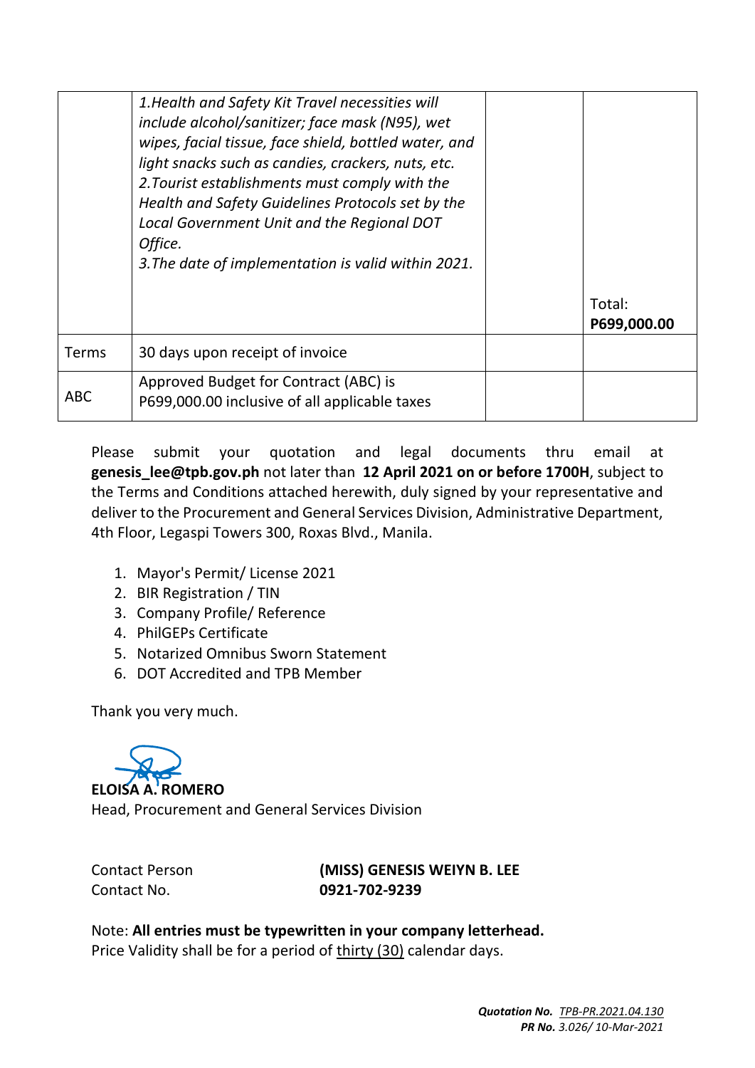| | | | |
|---|---|---|---|
| | *1.Health and Safety Kit Travel necessities will include alcohol/sanitizer; face mask (N95), wet wipes, facial tissue, face shield, bottled water, and light snacks such as candies, crackers, nuts, etc.*<br>*2.Tourist establishments must comply with the Health and Safety Guidelines Protocols set by the Local Government Unit and the Regional DOT Office.*<br>*3.The date of implementation is valid within 2021.* | | Total: **P699,000.00** |
| Terms | 30 days upon receipt of invoice | | |
| ABC | Approved Budget for Contract (ABC) is P699,000.00 inclusive of all applicable taxes | | |

Please submit your quotation and legal documents thru email at **genesis_lee@tpb.gov.ph** not later than **12 April 2021 on or before 1700H**, subject to the Terms and Conditions attached herewith, duly signed by your representative and deliver to the Procurement and General Services Division, Administrative Department, 4th Floor, Legaspi Towers 300, Roxas Blvd., Manila.

1. Mayor's Permit/ License 2021
2. BIR Registration / TIN
3. Company Profile/ Reference
4. PhilGEPs Certificate
5. Notarized Omnibus Sworn Statement
6. DOT Accredited and TPB Member

Thank you very much.

**ELOISA A. ROMERO**
Head, Procurement and General Services Division

Contact Person **(MISS) GENESIS WEIYN B. LEE**
Contact No. **0921-702-9239**

Note: **All entries must be typewritten in your company letterhead.**
Price Validity shall be for a period of thirty (30) calendar days.

***Quotation No.*** *TPB-PR.2021.04.130*
***PR No.*** *3.026/ 10-Mar-2021*